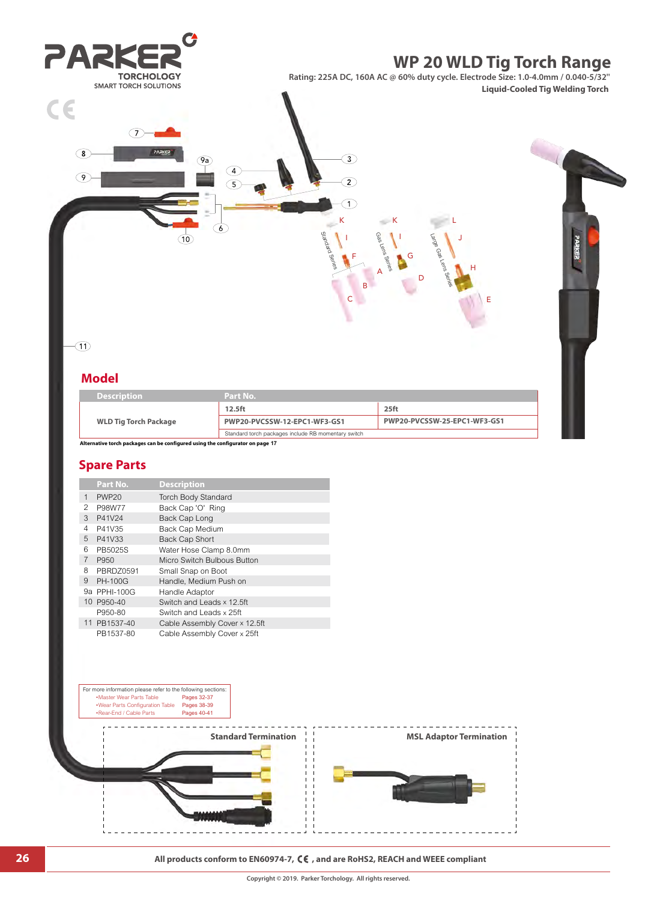PARKER TORCHOLOGY
SMART TORCH SOLUTIONS

# WP 20 WLD Tig Torch Range

**Rating: 225A DC, 160A AC @ 60% duty cycle. Electrode Size: 1.0-4.0mm / 0.040-5/32"**

**Liquid-Cooled Tig Welding Torch**

## Model

| Description | Part No. | |
|---|---|---|
| | 12.5ft | 25ft |
| **WLD Tig Torch Package** | **PWP20-PVCSSW-12-EPC1-WF3-GS1** | **PWP20-PVCSSW-25-EPC1-WF3-GS1** |
| | Standard torch packages include RB momentary switch | |

**Alternative torch packages can be configured using the configurator on page 17**

## Spare Parts

| | Part No. | Description |
|---|---|---|
| 1 | PWP20 | Torch Body Standard |
| 2 | P98W77 | Back Cap 'O' Ring |
| 3 | P41V24 | Back Cap Long |
| 4 | P41V35 | Back Cap Medium |
| 5 | P41V33 | Back Cap Short |
| 6 | PB5025S | Water Hose Clamp 8.0mm |
| 7 | P950 | Micro Switch Bulbous Button |
| 8 | PBRDZ0591 | Small Snap on Boot |
| 9 | PH-100G | Handle, Medium Push on |
| 9a | PPHI-100G | Handle Adaptor |
| 10 | P950-40 | Switch and Leads x 12.5ft |
| | P950-80 | Switch and Leads x 25ft |
| 11 | PB1537-40 | Cable Assembly Cover x 12.5ft |
| | PB1537-80 | Cable Assembly Cover x 25ft |

For more information please refer to the following sections:
- Master Wear Parts Table — Pages 32-37
- Wear Parts Configuration Table — Pages 38-39
- Rear-End / Cable Parts — Pages 40-41

**Standard Termination**

**MSL Adaptor Termination**

**All products conform to EN60974-7, CE, and are RoHS2, REACH and WEEE compliant**

Copyright © 2019. Parker Torchology. All rights reserved.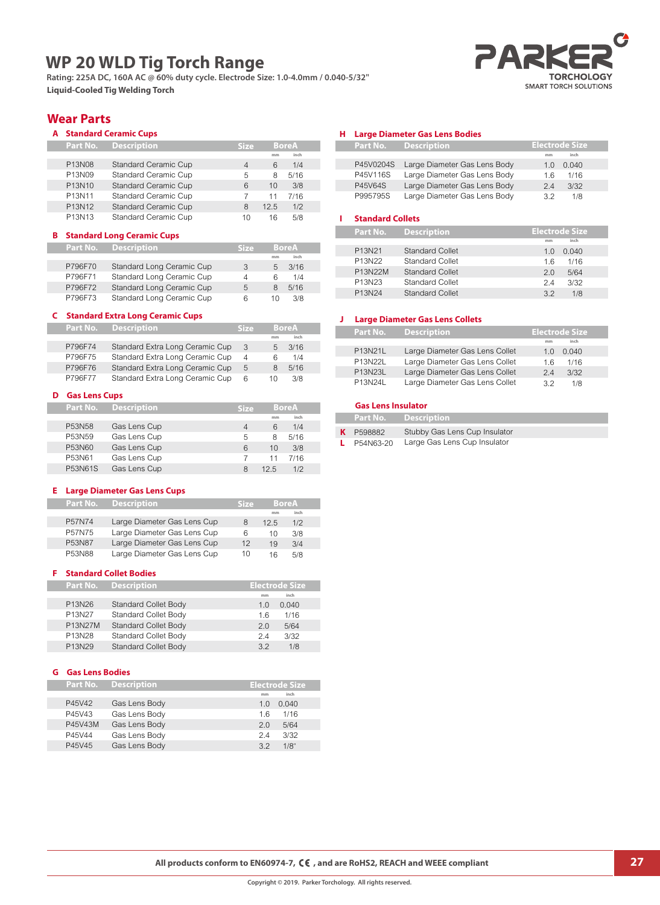# WP 20 WLD Tig Torch Range

**Rating: 225A DC, 160A AC @ 60% duty cycle. Electrode Size: 1.0-4.0mm / 0.040-5/32"**

**Liquid-Cooled Tig Welding Torch**

PARKER TORCHOLOGY SMART TORCH SOLUTIONS

## Wear Parts

### A Standard Ceramic Cups

| Part No. | Description | Size | BoreA mm | BoreA inch |
|---|---|---|---|---|
| P13N08 | Standard Ceramic Cup | 4 | 6 | 1/4 |
| P13N09 | Standard Ceramic Cup | 5 | 8 | 5/16 |
| P13N10 | Standard Ceramic Cup | 6 | 10 | 3/8 |
| P13N11 | Standard Ceramic Cup | 7 | 11 | 7/16 |
| P13N12 | Standard Ceramic Cup | 8 | 12.5 | 1/2 |
| P13N13 | Standard Ceramic Cup | 10 | 16 | 5/8 |

### B Standard Long Ceramic Cups

| Part No. | Description | Size | BoreA mm | BoreA inch |
|---|---|---|---|---|
| P796F70 | Standard Long Ceramic Cup | 3 | 5 | 3/16 |
| P796F71 | Standard Long Ceramic Cup | 4 | 6 | 1/4 |
| P796F72 | Standard Long Ceramic Cup | 5 | 8 | 5/16 |
| P796F73 | Standard Long Ceramic Cup | 6 | 10 | 3/8 |

### C Standard Extra Long Ceramic Cups

| Part No. | Description | Size | BoreA mm | BoreA inch |
|---|---|---|---|---|
| P796F74 | Standard Extra Long Ceramic Cup | 3 | 5 | 3/16 |
| P796F75 | Standard Extra Long Ceramic Cup | 4 | 6 | 1/4 |
| P796F76 | Standard Extra Long Ceramic Cup | 5 | 8 | 5/16 |
| P796F77 | Standard Extra Long Ceramic Cup | 6 | 10 | 3/8 |

### D Gas Lens Cups

| Part No. | Description | Size | BoreA mm | BoreA inch |
|---|---|---|---|---|
| P53N58 | Gas Lens Cup | 4 | 6 | 1/4 |
| P53N59 | Gas Lens Cup | 5 | 8 | 5/16 |
| P53N60 | Gas Lens Cup | 6 | 10 | 3/8 |
| P53N61 | Gas Lens Cup | 7 | 11 | 7/16 |
| P53N61S | Gas Lens Cup | 8 | 12.5 | 1/2 |

### E Large Diameter Gas Lens Cups

| Part No. | Description | Size | BoreA mm | BoreA inch |
|---|---|---|---|---|
| P57N74 | Large Diameter Gas Lens Cup | 8 | 12.5 | 1/2 |
| P57N75 | Large Diameter Gas Lens Cup | 6 | 10 | 3/8 |
| P53N87 | Large Diameter Gas Lens Cup | 12 | 19 | 3/4 |
| P53N88 | Large Diameter Gas Lens Cup | 10 | 16 | 5/8 |

### F Standard Collet Bodies

| Part No. | Description | Electrode Size mm | Electrode Size inch |
|---|---|---|---|
| P13N26 | Standard Collet Body | 1.0 | 0.040 |
| P13N27 | Standard Collet Body | 1.6 | 1/16 |
| P13N27M | Standard Collet Body | 2.0 | 5/64 |
| P13N28 | Standard Collet Body | 2.4 | 3/32 |
| P13N29 | Standard Collet Body | 3.2 | 1/8 |

### G Gas Lens Bodies

| Part No. | Description | Electrode Size mm | Electrode Size inch |
|---|---|---|---|
| P45V42 | Gas Lens Body | 1.0 | 0.040 |
| P45V43 | Gas Lens Body | 1.6 | 1/16 |
| P45V43M | Gas Lens Body | 2.0 | 5/64 |
| P45V44 | Gas Lens Body | 2.4 | 3/32 |
| P45V45 | Gas Lens Body | 3.2 | 1/8" |

### H Large Diameter Gas Lens Bodies

| Part No. | Description | Electrode Size mm | Electrode Size inch |
|---|---|---|---|
| P45V0204S | Large Diameter Gas Lens Body | 1.0 | 0.040 |
| P45V116S | Large Diameter Gas Lens Body | 1.6 | 1/16 |
| P45V64S | Large Diameter Gas Lens Body | 2.4 | 3/32 |
| P995795S | Large Diameter Gas Lens Body | 3.2 | 1/8 |

### I Standard Collets

| Part No. | Description | Electrode Size mm | Electrode Size inch |
|---|---|---|---|
| P13N21 | Standard Collet | 1.0 | 0.040 |
| P13N22 | Standard Collet | 1.6 | 1/16 |
| P13N22M | Standard Collet | 2.0 | 5/64 |
| P13N23 | Standard Collet | 2.4 | 3/32 |
| P13N24 | Standard Collet | 3.2 | 1/8 |

### J Large Diameter Gas Lens Collets

| Part No. | Description | Electrode Size mm | Electrode Size inch |
|---|---|---|---|
| P13N21L | Large Diameter Gas Lens Collet | 1.0 | 0.040 |
| P13N22L | Large Diameter Gas Lens Collet | 1.6 | 1/16 |
| P13N23L | Large Diameter Gas Lens Collet | 2.4 | 3/32 |
| P13N24L | Large Diameter Gas Lens Collet | 3.2 | 1/8 |

### Gas Lens Insulator

| | Part No. | Description |
|---|---|---|
| K | P598882 | Stubby Gas Lens Cup Insulator |
| L | P54N63-20 | Large Gas Lens Cup Insulator |

**All products conform to EN60974-7, CE, and are RoHS2, REACH and WEEE compliant**

Copyright © 2019. Parker Torchology. All rights reserved.